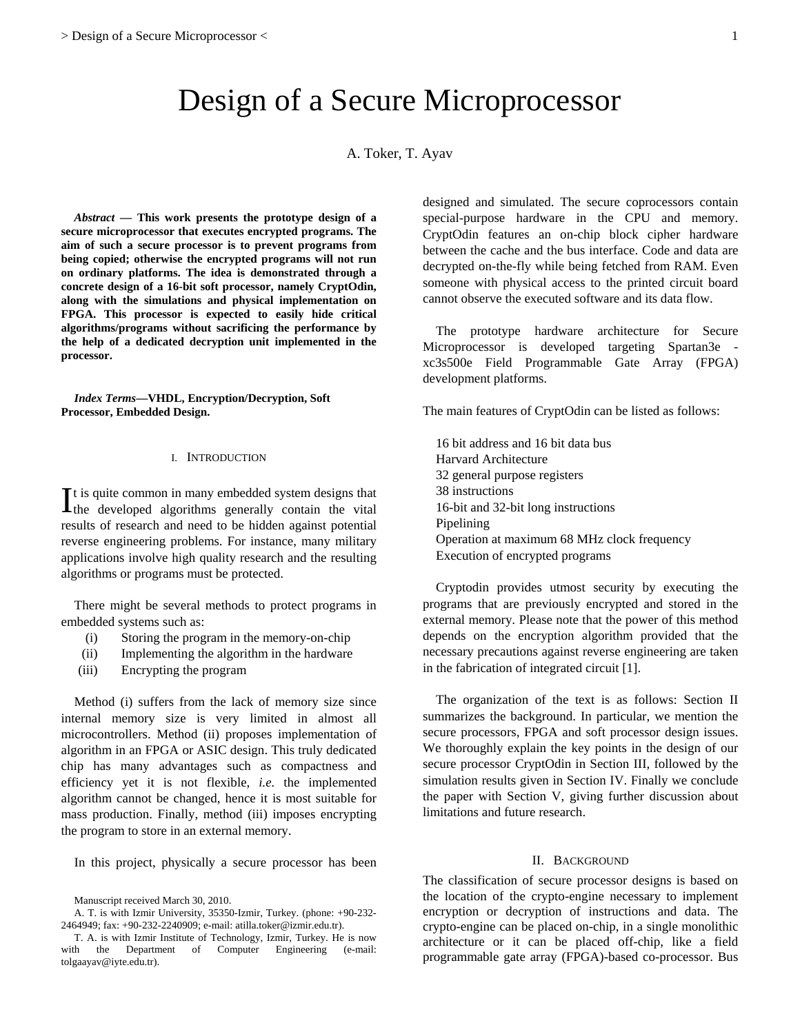# Design of a Secure Microprocessor

A. Toker, T. Ayav

***Abstract* — This work presents the prototype design of a secure microprocessor that executes encrypted programs. The aim of such a secure processor is to prevent programs from being copied; otherwise the encrypted programs will not run on ordinary platforms. The idea is demonstrated through a concrete design of a 16-bit soft processor, namely CryptOdin, along with the simulations and physical implementation on FPGA. This processor is expected to easily hide critical algorithms/programs without sacrificing the performance by the help of a dedicated decryption unit implemented in the processor.**

***Index Terms*—VHDL, Encryption/Decryption, Soft Processor, Embedded Design.**

## I. Introduction

It is quite common in many embedded system designs that the developed algorithms generally contain the vital results of research and need to be hidden against potential reverse engineering problems. For instance, many military applications involve high quality research and the resulting algorithms or programs must be protected.

There might be several methods to protect programs in embedded systems such as:

(i) Storing the program in the memory-on-chip
(ii) Implementing the algorithm in the hardware
(iii) Encrypting the program

Method (i) suffers from the lack of memory size since internal memory size is very limited in almost all microcontrollers. Method (ii) proposes implementation of algorithm in an FPGA or ASIC design. This truly dedicated chip has many advantages such as compactness and efficiency yet it is not flexible, *i.e.* the implemented algorithm cannot be changed, hence it is most suitable for mass production. Finally, method (iii) imposes encrypting the program to store in an external memory.

In this project, physically a secure processor has been designed and simulated. The secure coprocessors contain special-purpose hardware in the CPU and memory. CryptOdin features an on-chip block cipher hardware between the cache and the bus interface. Code and data are decrypted on-the-fly while being fetched from RAM. Even someone with physical access to the printed circuit board cannot observe the executed software and its data flow.

The prototype hardware architecture for Secure Microprocessor is developed targeting Spartan3e - xc3s500e Field Programmable Gate Array (FPGA) development platforms.

The main features of CryptOdin can be listed as follows:

- 16 bit address and 16 bit data bus
- Harvard Architecture
- 32 general purpose registers
- 38 instructions
- 16-bit and 32-bit long instructions
- Pipelining
- Operation at maximum 68 MHz clock frequency
- Execution of encrypted programs

Cryptodin provides utmost security by executing the programs that are previously encrypted and stored in the external memory. Please note that the power of this method depends on the encryption algorithm provided that the necessary precautions against reverse engineering are taken in the fabrication of integrated circuit [1].

The organization of the text is as follows: Section II summarizes the background. In particular, we mention the secure processors, FPGA and soft processor design issues. We thoroughly explain the key points in the design of our secure processor CryptOdin in Section III, followed by the simulation results given in Section IV. Finally we conclude the paper with Section V, giving further discussion about limitations and future research.

## II. Background

The classification of secure processor designs is based on the location of the crypto-engine necessary to implement encryption or decryption of instructions and data. The crypto-engine can be placed on-chip, in a single monolithic architecture or it can be placed off-chip, like a field programmable gate array (FPGA)-based co-processor. Bus

Manuscript received March 30, 2010.

A. T. is with Izmir University, 35350-Izmir, Turkey. (phone: +90-232-2464949; fax: +90-232-2240909; e-mail: atilla.toker@izmir.edu.tr).

T. A. is with Izmir Institute of Technology, Izmir, Turkey. He is now with the Department of Computer Engineering (e-mail: tolgaayav@iyte.edu.tr).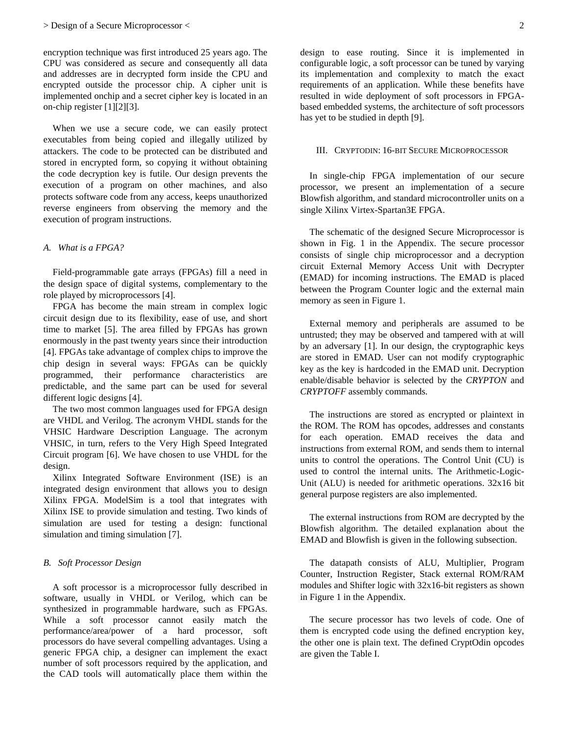encryption technique was first introduced 25 years ago. The CPU was considered as secure and consequently all data and addresses are in decrypted form inside the CPU and encrypted outside the processor chip. A cipher unit is implemented onchip and a secret cipher key is located in an on-chip register [1][2][3].

When we use a secure code, we can easily protect executables from being copied and illegally utilized by attackers. The code to be protected can be distributed and stored in encrypted form, so copying it without obtaining the code decryption key is futile. Our design prevents the execution of a program on other machines, and also protects software code from any access, keeps unauthorized reverse engineers from observing the memory and the execution of program instructions.

### *A. What is a FPGA?*

Field-programmable gate arrays (FPGAs) fill a need in the design space of digital systems, complementary to the role played by microprocessors [4].

FPGA has become the main stream in complex logic circuit design due to its flexibility, ease of use, and short time to market [5]. The area filled by FPGAs has grown enormously in the past twenty years since their introduction [4]. FPGAs take advantage of complex chips to improve the chip design in several ways: FPGAs can be quickly programmed, their performance characteristics are predictable, and the same part can be used for several different logic designs [4].

The two most common languages used for FPGA design are VHDL and Verilog. The acronym VHDL stands for the VHSIC Hardware Description Language. The acronym VHSIC, in turn, refers to the Very High Speed Integrated Circuit program [6]. We have chosen to use VHDL for the design.

Xilinx Integrated Software Environment (ISE) is an integrated design environment that allows you to design Xilinx FPGA. ModelSim is a tool that integrates with Xilinx ISE to provide simulation and testing. Two kinds of simulation are used for testing a design: functional simulation and timing simulation [7].

### *B. Soft Processor Design*

A soft processor is a microprocessor fully described in software, usually in VHDL or Verilog, which can be synthesized in programmable hardware, such as FPGAs. While a soft processor cannot easily match the performance/area/power of a hard processor, soft processors do have several compelling advantages. Using a generic FPGA chip, a designer can implement the exact number of soft processors required by the application, and the CAD tools will automatically place them within the design to ease routing. Since it is implemented in configurable logic, a soft processor can be tuned by varying its implementation and complexity to match the exact requirements of an application. While these benefits have resulted in wide deployment of soft processors in FPGA-based embedded systems, the architecture of soft processors has yet to be studied in depth [9].

## III. CryptOdin: 16-bit Secure Microprocessor

In single-chip FPGA implementation of our secure processor, we present an implementation of a secure Blowfish algorithm, and standard microcontroller units on a single Xilinx Virtex-Spartan3E FPGA.

The schematic of the designed Secure Microprocessor is shown in Fig. 1 in the Appendix. The secure processor consists of single chip microprocessor and a decryption circuit External Memory Access Unit with Decrypter (EMAD) for incoming instructions. The EMAD is placed between the Program Counter logic and the external main memory as seen in Figure 1.

External memory and peripherals are assumed to be untrusted; they may be observed and tampered with at will by an adversary [1]. In our design, the cryptographic keys are stored in EMAD. User can not modify cryptographic key as the key is hardcoded in the EMAD unit. Decryption enable/disable behavior is selected by the *CRYPTON* and *CRYPTOFF* assembly commands.

The instructions are stored as encrypted or plaintext in the ROM. The ROM has opcodes, addresses and constants for each operation. EMAD receives the data and instructions from external ROM, and sends them to internal units to control the operations. The Control Unit (CU) is used to control the internal units. The Arithmetic-Logic-Unit (ALU) is needed for arithmetic operations. 32x16 bit general purpose registers are also implemented.

The external instructions from ROM are decrypted by the Blowfish algorithm. The detailed explanation about the EMAD and Blowfish is given in the following subsection.

The datapath consists of ALU, Multiplier, Program Counter, Instruction Register, Stack external ROM/RAM modules and Shifter logic with 32x16-bit registers as shown in Figure 1 in the Appendix.

The secure processor has two levels of code. One of them is encrypted code using the defined encryption key, the other one is plain text. The defined CryptOdin opcodes are given the Table I.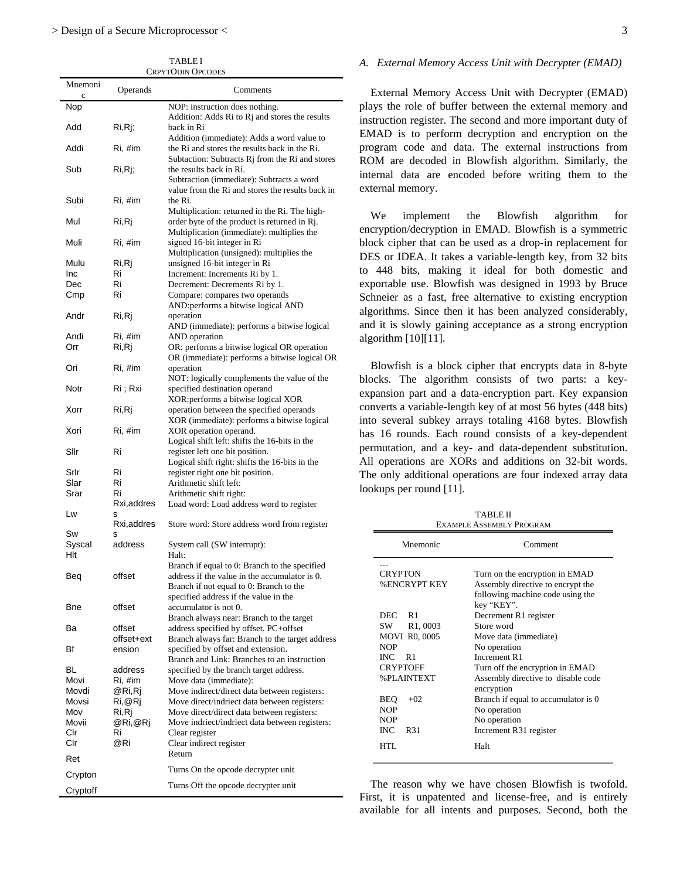TABLE I
CRPYTODIN OPCODES

| Mnemonic | Operands | Comments |
|---|---|---|
| Nop | | NOP: instruction does nothing. |
| Add | Ri,Rj; | Addition: Adds Ri to Rj and stores the results back in Ri |
| Addi | Ri, #im | Addition (immediate): Adds a word value to the Ri and stores the results back in the Ri. |
| Sub | Ri,Rj; | Subtaction: Subtracts Rj from the Ri and stores the results back in Ri. |
| Subi | Ri, #im | Subtraction (immediate): Subtracts a word value from the Ri and stores the results back in the Ri. |
| Mul | Ri,Rj | Multiplication: returned in the Ri. The high-order byte of the product is returned in Rj. |
| Muli | Ri, #im | Multiplication (immediate): multiplies the signed 16-bit integer in Ri |
| Mulu | Ri,Rj | Multiplication (unsigned): multiplies the unsigned 16-bit integer in Ri |
| Inc | Ri | Increment: Increments Ri by 1. |
| Dec | Ri | Decrement: Decrements Ri by 1. |
| Cmp | Ri | Compare: compares two operands |
| Andr | Ri,Rj | AND:performs a bitwise logical AND operation |
| Andi | Ri, #im | AND (immediate): performs a bitwise logical AND operation |
| Orr | Ri,Rj | OR: performs a bitwise logical OR operation |
| Ori | Ri, #im | OR (immediate): performs a bitwise logical OR operation |
| Notr | Ri ; Rxi | NOT: logically complements the value of the specified destination operand |
| Xorr | Ri,Rj | XOR:performs a bitwise logical XOR operation between the specified operands |
| Xori | Ri, #im | XOR (immediate): performs a bitwise logical XOR operation operand. |
| Sllr | Ri | Logical shift left: shifts the 16-bits in the register left one bit position. |
| Srlr | Ri | Logical shift right: shifts the 16-bits in the register right one bit position. |
| Slar | Ri | Arithmetic shift left: |
| Srar | Ri | Arithmetic shift right: |
| Lw | Rxi,address | Load word: Load address word to register |
| Sw | Rxi,address | Store word: Store address word from register |
| Syscal | address | System call (SW interrupt): |
| Hlt | | Halt: |
| Beq | offset | Branch if equal to 0: Branch to the specified address if the value in the accumulator is 0. |
| Bne | offset | Branch if not equal to 0: Branch to the specified address if the value in the accumulator is not 0. |
| Ba | offset | Branch always near: Branch to the target address specified by offset. PC+offset |
| Bf | offset+extension | Branch always far: Branch to the target address specified by offset and extension. |
| BL | address | Branch and Link: Branches to an instruction specified by the branch target address. |
| Movi | Ri, #im | Move data (immediate): |
| Movdi | @Ri,Rj | Move indirect/direct data between registers: |
| Movsi | Ri,@Rj | Move direct/indriect data between registers: |
| Mov | Ri,Rj | Move direct/direct data between registers: |
| Movii | @Ri,@Rj | Move indriect/indirect data between registers: |
| Clr | Ri | Clear register |
| Clr | @Ri | Clear indirect register |
| Ret | | Return |
| Crypton | | Turns On the opcode decrypter unit |
| Cryptoff | | Turns Off the opcode decrypter unit |

### A. External Memory Access Unit with Decrypter (EMAD)

External Memory Access Unit with Decrypter (EMAD) plays the role of buffer between the external memory and instruction register. The second and more important duty of EMAD is to perform decryption and encryption on the program code and data. The external instructions from ROM are decoded in Blowfish algorithm. Similarly, the internal data are encoded before writing them to the external memory.

We implement the Blowfish algorithm for encryption/decryption in EMAD. Blowfish is a symmetric block cipher that can be used as a drop-in replacement for DES or IDEA. It takes a variable-length key, from 32 bits to 448 bits, making it ideal for both domestic and exportable use. Blowfish was designed in 1993 by Bruce Schneier as a fast, free alternative to existing encryption algorithms. Since then it has been analyzed considerably, and it is slowly gaining acceptance as a strong encryption algorithm [10][11].

Blowfish is a block cipher that encrypts data in 8-byte blocks. The algorithm consists of two parts: a key-expansion part and a data-encryption part. Key expansion converts a variable-length key of at most 56 bytes (448 bits) into several subkey arrays totaling 4168 bytes. Blowfish has 16 rounds. Each round consists of a key-dependent permutation, and a key- and data-dependent substitution. All operations are XORs and additions on 32-bit words. The only additional operations are four indexed array data lookups per round [11].

TABLE II
EXAMPLE ASSEMBLY PROGRAM

| Mnemonic | Comment |
|---|---|
| … | |
| CRYPTON | Turn on the encryption in EMAD |
| %ENCRYPT KEY | Assembly directive to encrypt the following machine code using the key "KEY". |
| DEC R1 | Decrement R1 register |
| SW R1, 0003 | Store word |
| MOVI R0, 0005 | Move data (immediate) |
| NOP | No operation |
| INC R1 | Increment R1 |
| CRYPTOFF | Turn off the encryption in EMAD |
| %PLAINTEXT | Assembly directive to disable code encryption |
| BEQ +02 | Branch if equal to accumulator is 0 |
| NOP | No operation |
| NOP | No operation |
| INC R31 | Increment R31 register |
| HTL | Halt |

The reason why we have chosen Blowfish is twofold. First, it is unpatented and license-free, and is entirely available for all intents and purposes. Second, both the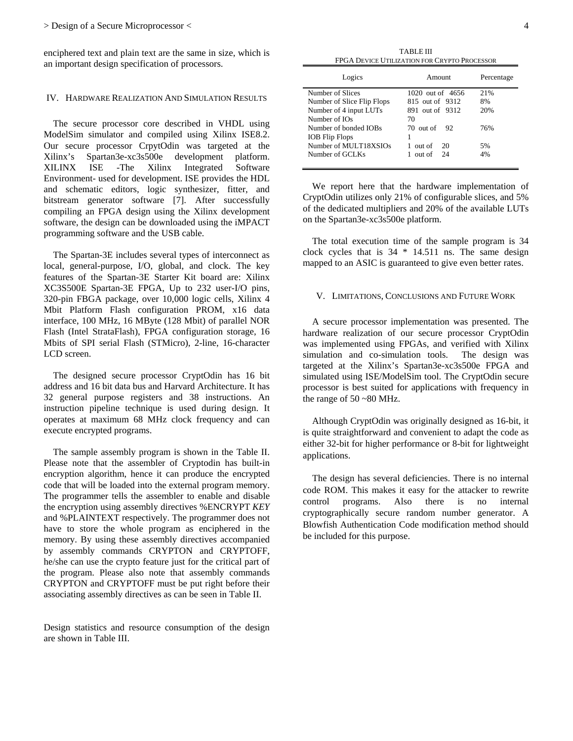enciphered text and plain text are the same in size, which is an important design specification of processors.

## IV. Hardware Realization And Simulation Results

The secure processor core described in VHDL using ModelSim simulator and compiled using Xilinx ISE8.2. Our secure processor CrpytOdin was targeted at the Xilinx's Spartan3e-xc3s500e development platform. XILINX ISE -The Xilinx Integrated Software Environment- used for development. ISE provides the HDL and schematic editors, logic synthesizer, fitter, and bitstream generator software [7]. After successfully compiling an FPGA design using the Xilinx development software, the design can be downloaded using the iMPACT programming software and the USB cable.

The Spartan-3E includes several types of interconnect as local, general-purpose, I/O, global, and clock. The key features of the Spartan-3E Starter Kit board are: Xilinx XC3S500E Spartan-3E FPGA, Up to 232 user-I/O pins, 320-pin FBGA package, over 10,000 logic cells, Xilinx 4 Mbit Platform Flash configuration PROM, x16 data interface, 100 MHz, 16 MByte (128 Mbit) of parallel NOR Flash (Intel StrataFlash), FPGA configuration storage, 16 Mbits of SPI serial Flash (STMicro), 2-line, 16-character LCD screen.

The designed secure processor CryptOdin has 16 bit address and 16 bit data bus and Harvard Architecture. It has 32 general purpose registers and 38 instructions. An instruction pipeline technique is used during design. It operates at maximum 68 MHz clock frequency and can execute encrypted programs.

The sample assembly program is shown in the Table II. Please note that the assembler of Cryptodin has built-in encryption algorithm, hence it can produce the encrypted code that will be loaded into the external program memory. The programmer tells the assembler to enable and disable the encryption using assembly directives %ENCRYPT *KEY* and %PLAINTEXT respectively. The programmer does not have to store the whole program as enciphered in the memory. By using these assembly directives accompanied by assembly commands CRYPTON and CRYPTOFF, he/she can use the crypto feature just for the critical part of the program. Please also note that assembly commands CRYPTON and CRYPTOFF must be put right before their associating assembly directives as can be seen in Table II.

Design statistics and resource consumption of the design are shown in Table III.

TABLE III
FPGA Device Utilization for Crypto Processor

| Logics | Amount | Percentage |
|---|---|---|
| Number of Slices | 1020 out of 4656 | 21% |
| Number of Slice Flip Flops | 815 out of 9312 | 8% |
| Number of 4 input LUTs | 891 out of 9312 | 20% |
| Number of IOs | 70 | |
| Number of bonded IOBs | 70 out of 92 | 76% |
| IOB Flip Flops | 1 | |
| Number of MULT18XSIOs | 1 out of 20 | 5% |
| Number of GCLKs | 1 out of 24 | 4% |

We report here that the hardware implementation of CryptOdin utilizes only 21% of configurable slices, and 5% of the dedicated multipliers and 20% of the available LUTs on the Spartan3e-xc3s500e platform.

The total execution time of the sample program is 34 clock cycles that is 34 * 14.511 ns. The same design mapped to an ASIC is guaranteed to give even better rates.

## V. Limitations, Conclusions and Future Work

A secure processor implementation was presented. The hardware realization of our secure processor CryptOdin was implemented using FPGAs, and verified with Xilinx simulation and co-simulation tools. The design was targeted at the Xilinx's Spartan3e-xc3s500e FPGA and simulated using ISE/ModelSim tool. The CryptOdin secure processor is best suited for applications with frequency in the range of 50 ~80 MHz.

Although CryptOdin was originally designed as 16-bit, it is quite straightforward and convenient to adapt the code as either 32-bit for higher performance or 8-bit for lightweight applications.

The design has several deficiencies. There is no internal code ROM. This makes it easy for the attacker to rewrite control programs. Also there is no internal cryptographically secure random number generator. A Blowfish Authentication Code modification method should be included for this purpose.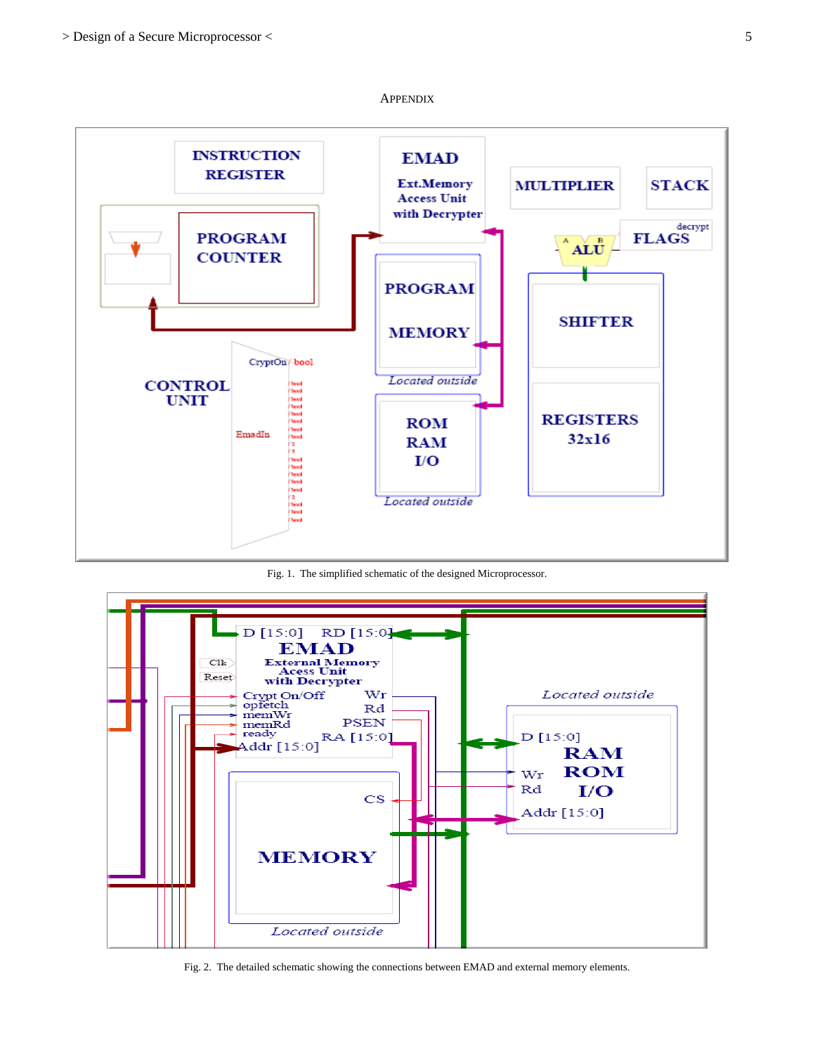## APPENDIX

Fig. 1. The simplified schematic of the designed Microprocessor.

Fig. 2. The detailed schematic showing the connections between EMAD and external memory elements.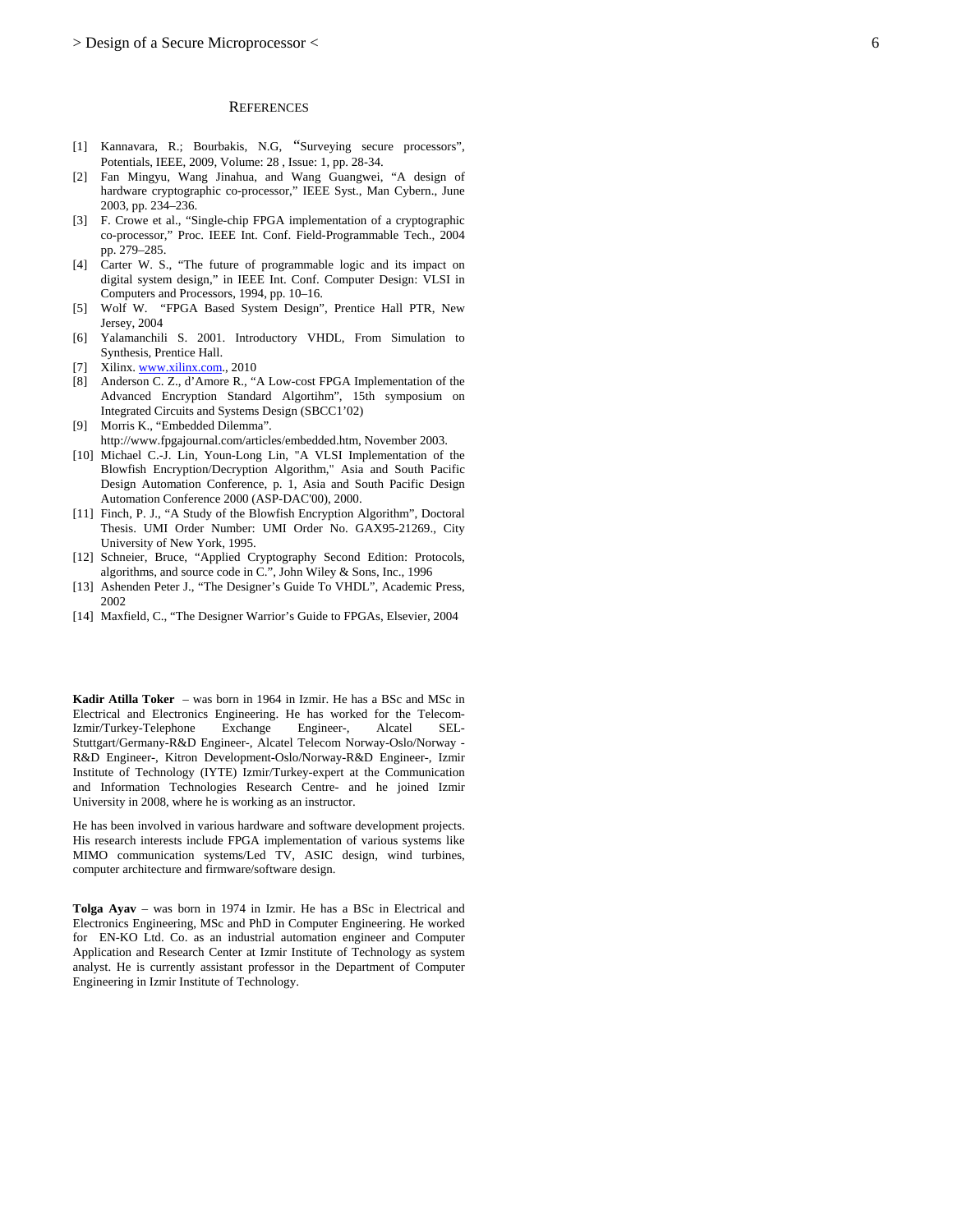## REFERENCES

[1] Kannavara, R.; Bourbakis, N.G, "Surveying secure processors", Potentials, IEEE, 2009, Volume: 28 , Issue: 1, pp. 28-34.

[2] Fan Mingyu, Wang Jinahua, and Wang Guangwei, "A design of hardware cryptographic co-processor," IEEE Syst., Man Cybern., June 2003, pp. 234–236.

[3] F. Crowe et al., "Single-chip FPGA implementation of a cryptographic co-processor," Proc. IEEE Int. Conf. Field-Programmable Tech., 2004 pp. 279–285.

[4] Carter W. S., "The future of programmable logic and its impact on digital system design," in IEEE Int. Conf. Computer Design: VLSI in Computers and Processors, 1994, pp. 10–16.

[5] Wolf W. "FPGA Based System Design", Prentice Hall PTR, New Jersey, 2004

[6] Yalamanchili S. 2001. Introductory VHDL, From Simulation to Synthesis, Prentice Hall.

[7] Xilinx. www.xilinx.com., 2010

[8] Anderson C. Z., d'Amore R., "A Low-cost FPGA Implementation of the Advanced Encryption Standard Algortihm", 15th symposium on Integrated Circuits and Systems Design (SBCC1'02)

[9] Morris K., "Embedded Dilemma". http://www.fpgajournal.com/articles/embedded.htm, November 2003.

[10] Michael C.-J. Lin, Youn-Long Lin, "A VLSI Implementation of the Blowfish Encryption/Decryption Algorithm," Asia and South Pacific Design Automation Conference, p. 1, Asia and South Pacific Design Automation Conference 2000 (ASP-DAC'00), 2000.

[11] Finch, P. J., "A Study of the Blowfish Encryption Algorithm", Doctoral Thesis. UMI Order Number: UMI Order No. GAX95-21269., City University of New York, 1995.

[12] Schneier, Bruce, "Applied Cryptography Second Edition: Protocols, algorithms, and source code in C.", John Wiley & Sons, Inc., 1996

[13] Ashenden Peter J., "The Designer's Guide To VHDL", Academic Press, 2002

[14] Maxfield, C., "The Designer Warrior's Guide to FPGAs, Elsevier, 2004

**Kadir Atilla Toker** – was born in 1964 in Izmir. He has a BSc and MSc in Electrical and Electronics Engineering. He has worked for the Telecom-Izmir/Turkey-Telephone Exchange Engineer-, Alcatel SEL-Stuttgart/Germany-R&D Engineer-, Alcatel Telecom Norway-Oslo/Norway - R&D Engineer-, Kitron Development-Oslo/Norway-R&D Engineer-, Izmir Institute of Technology (IYTE) Izmir/Turkey-expert at the Communication and Information Technologies Research Centre- and he joined Izmir University in 2008, where he is working as an instructor.

He has been involved in various hardware and software development projects. His research interests include FPGA implementation of various systems like MIMO communication systems/Led TV, ASIC design, wind turbines, computer architecture and firmware/software design.

**Tolga Ayav** – was born in 1974 in Izmir. He has a BSc in Electrical and Electronics Engineering, MSc and PhD in Computer Engineering. He worked for EN-KO Ltd. Co. as an industrial automation engineer and Computer Application and Research Center at Izmir Institute of Technology as system analyst. He is currently assistant professor in the Department of Computer Engineering in Izmir Institute of Technology.